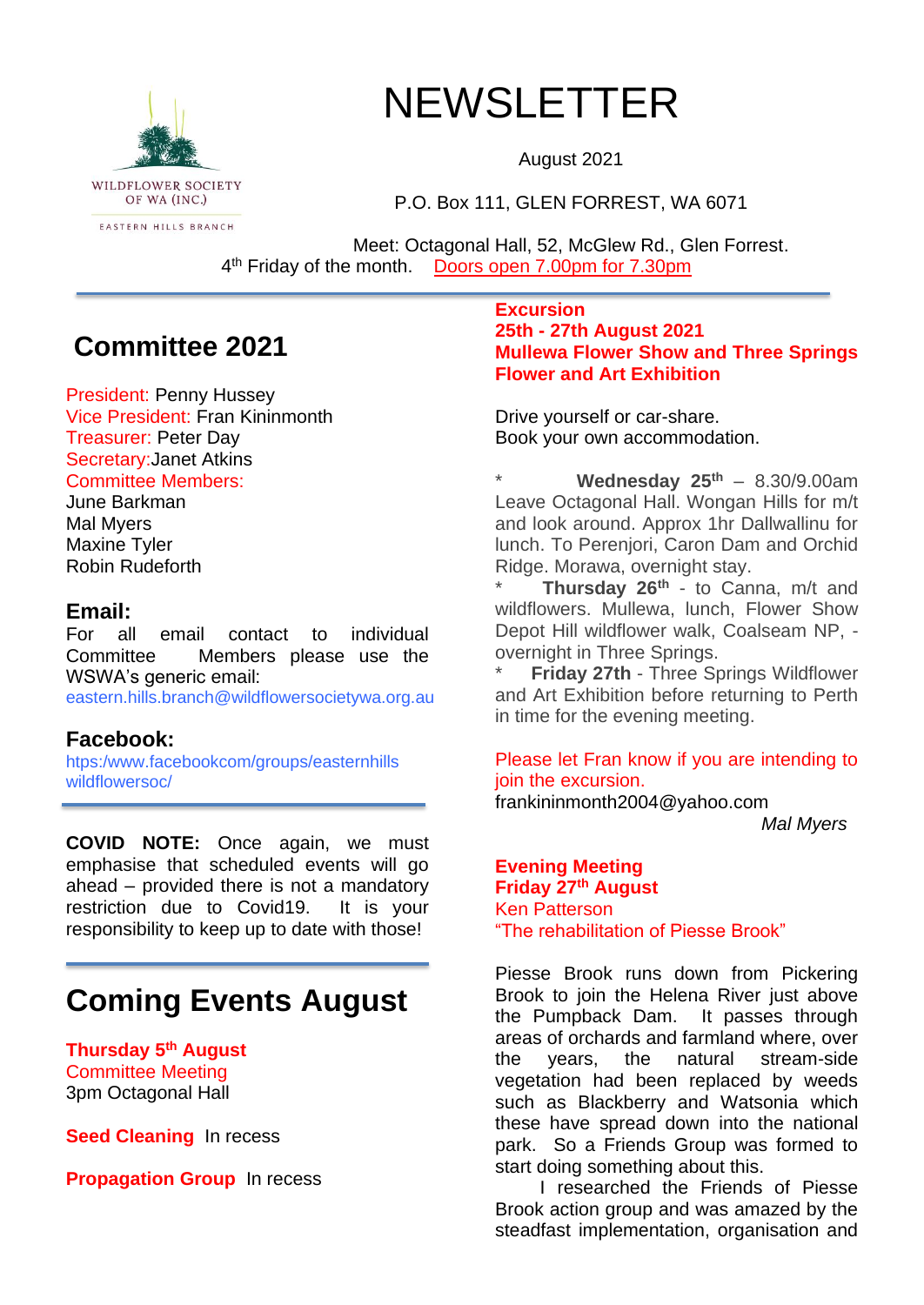WILDFLOWER SOCIETY OF WA (INC.)

EASTERN HILLS BRANCH

# NEWSLETTER

August 2021

P.O. Box 111, GLEN FORREST, WA 6071

Meet: Octagonal Hall, 52, McGlew Rd., Glen Forrest.
4th Friday of the month. Doors open 7.00pm for 7.30pm

## Committee 2021

President: Penny Hussey
Vice President: Fran Kininmonth
Treasurer: Peter Day
Secretary: Janet Atkins
Committee Members:
June Barkman
Mal Myers
Maxine Tyler
Robin Rudeforth

### Email:

For all email contact to individual Committee Members please use the WSWA's generic email:
eastern.hills.branch@wildflowersocietywa.org.au

### Facebook:

htps:/www.facebookcom/groups/easternhills wildflowersoc/

**COVID NOTE:** Once again, we must emphasise that scheduled events will go ahead – provided there is not a mandatory restriction due to Covid19. It is your responsibility to keep up to date with those!

## Coming Events August

**Thursday 5th August**
Committee Meeting
3pm Octagonal Hall

**Seed Cleaning** In recess

**Propagation Group** In recess

**Excursion**
**25th - 27th August 2021**
**Mullewa Flower Show and Three Springs Flower and Art Exhibition**

Drive yourself or car-share.
Book your own accommodation.

* **Wednesday 25th** – 8.30/9.00am Leave Octagonal Hall. Wongan Hills for m/t and look around. Approx 1hr Dallwallinu for lunch. To Perenjori, Caron Dam and Orchid Ridge. Morawa, overnight stay.
* **Thursday 26th** - to Canna, m/t and wildflowers. Mullewa, lunch, Flower Show Depot Hill wildflower walk, Coalseam NP, - overnight in Three Springs.
* **Friday 27th** - Three Springs Wildflower and Art Exhibition before returning to Perth in time for the evening meeting.

Please let Fran know if you are intending to join the excursion.
frankininmonth2004@yahoo.com

*Mal Myers*

**Evening Meeting**
**Friday 27th August**
Ken Patterson
"The rehabilitation of Piesse Brook"

Piesse Brook runs down from Pickering Brook to join the Helena River just above the Pumpback Dam. It passes through areas of orchards and farmland where, over the years, the natural stream-side vegetation had been replaced by weeds such as Blackberry and Watsonia which these have spread down into the national park. So a Friends Group was formed to start doing something about this.

I researched the Friends of Piesse Brook action group and was amazed by the steadfast implementation, organisation and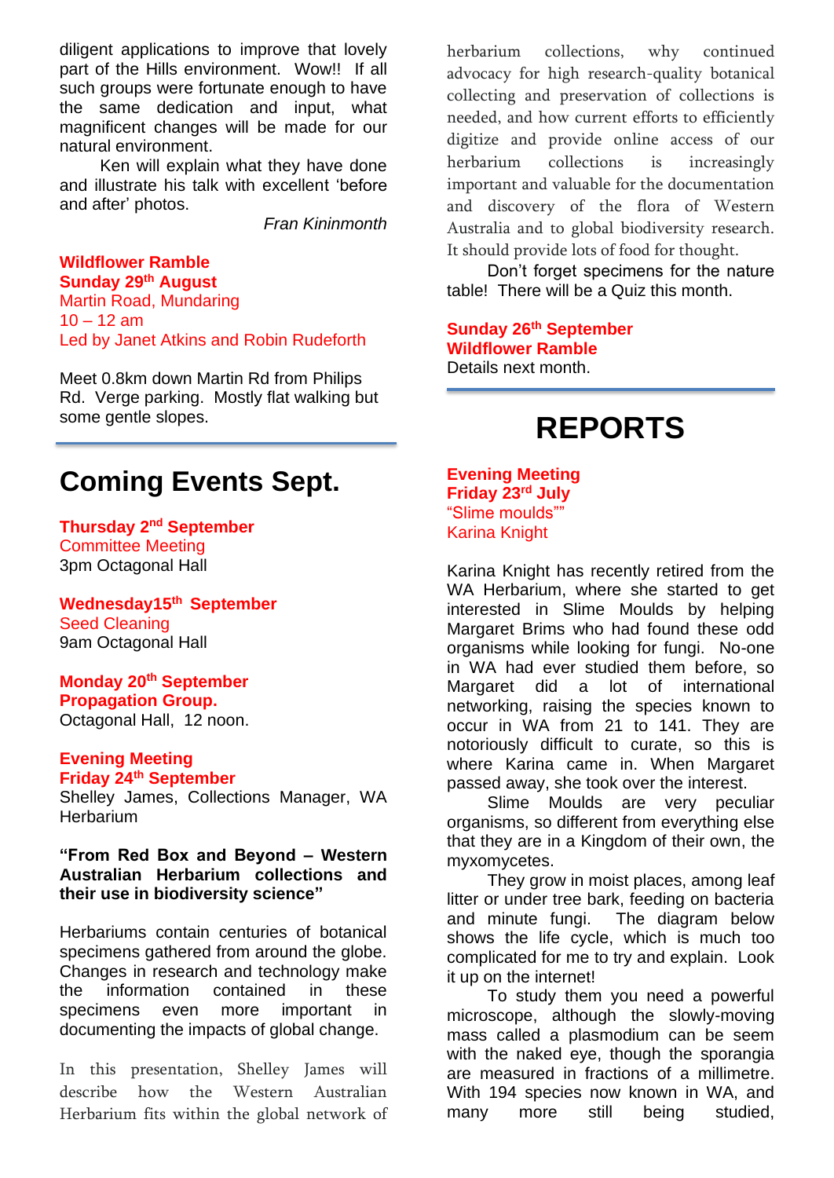diligent applications to improve that lovely part of the Hills environment. Wow!! If all such groups were fortunate enough to have the same dedication and input, what magnificent changes will be made for our natural environment.

Ken will explain what they have done and illustrate his talk with excellent 'before and after' photos.

*Fran Kininmonth*

**Wildflower Ramble**
**Sunday 29th August**
Martin Road, Mundaring
10 – 12 am
Led by Janet Atkins and Robin Rudeforth

Meet 0.8km down Martin Rd from Philips Rd. Verge parking. Mostly flat walking but some gentle slopes.

# Coming Events Sept.

**Thursday 2nd September**
Committee Meeting
3pm Octagonal Hall

**Wednesday15th September**
Seed Cleaning
9am Octagonal Hall

**Monday 20th September**
**Propagation Group.**
Octagonal Hall, 12 noon.

**Evening Meeting**
**Friday 24th September**
Shelley James, Collections Manager, WA Herbarium

**"From Red Box and Beyond – Western Australian Herbarium collections and their use in biodiversity science"**

Herbariums contain centuries of botanical specimens gathered from around the globe. Changes in research and technology make the information contained in these specimens even more important in documenting the impacts of global change.

In this presentation, Shelley James will describe how the Western Australian Herbarium fits within the global network of herbarium collections, why continued advocacy for high research-quality botanical collecting and preservation of collections is needed, and how current efforts to efficiently digitize and provide online access of our herbarium collections is increasingly important and valuable for the documentation and discovery of the flora of Western Australia and to global biodiversity research. It should provide lots of food for thought.

Don't forget specimens for the nature table! There will be a Quiz this month.

**Sunday 26th September**
**Wildflower Ramble**
Details next month.

# REPORTS

**Evening Meeting**
**Friday 23rd July**
"Slime moulds""
Karina Knight

Karina Knight has recently retired from the WA Herbarium, where she started to get interested in Slime Moulds by helping Margaret Brims who had found these odd organisms while looking for fungi. No-one in WA had ever studied them before, so Margaret did a lot of international networking, raising the species known to occur in WA from 21 to 141. They are notoriously difficult to curate, so this is where Karina came in. When Margaret passed away, she took over the interest.

Slime Moulds are very peculiar organisms, so different from everything else that they are in a Kingdom of their own, the myxomycetes.

They grow in moist places, among leaf litter or under tree bark, feeding on bacteria and minute fungi. The diagram below shows the life cycle, which is much too complicated for me to try and explain. Look it up on the internet!

To study them you need a powerful microscope, although the slowly-moving mass called a plasmodium can be seem with the naked eye, though the sporangia are measured in fractions of a millimetre. With 194 species now known in WA, and many more still being studied,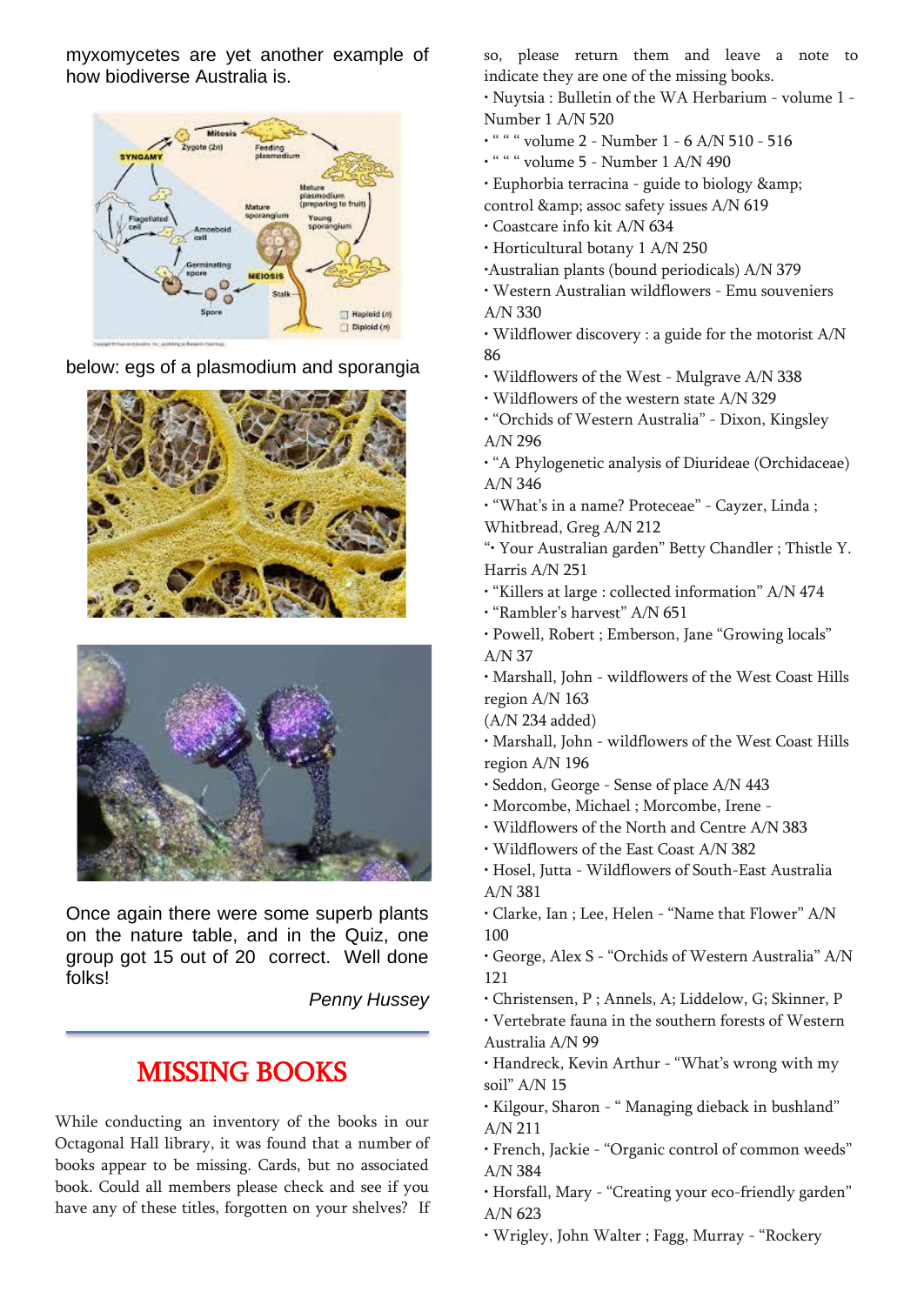myxomycetes are yet another example of how biodiverse Australia is.

below: egs of a plasmodium and sporangia

Once again there were some superb plants on the nature table, and in the Quiz, one group got 15 out of 20 correct. Well done folks!

*Penny Hussey*

# MISSING BOOKS

While conducting an inventory of the books in our Octagonal Hall library, it was found that a number of books appear to be missing. Cards, but no associated book. Could all members please check and see if you have any of these titles, forgotten on your shelves? If so, please return them and leave a note to indicate they are one of the missing books.

- Nuytsia : Bulletin of the WA Herbarium - volume 1 - Number 1 A/N 520
- " " " volume 2 - Number 1 - 6 A/N 510 - 516
- " " " volume 5 - Number 1 A/N 490
- Euphorbia terracina - guide to biology &amp; control &amp; assoc safety issues A/N 619
- Coastcare info kit A/N 634
- Horticultural botany 1 A/N 250
- Australian plants (bound periodicals) A/N 379
- Western Australian wildflowers - Emu souveniers A/N 330
- Wildflower discovery : a guide for the motorist A/N 86
- Wildflowers of the West - Mulgrave A/N 338
- Wildflowers of the western state A/N 329
- "Orchids of Western Australia" - Dixon, Kingsley A/N 296
- "A Phylogenetic analysis of Diurideae (Orchidaceae) A/N 346
- "What's in a name? Proteceae" - Cayzer, Linda ; Whitbread, Greg A/N 212

"• Your Australian garden" Betty Chandler ; Thistle Y. Harris A/N 251

- "Killers at large : collected information" A/N 474
- "Rambler's harvest" A/N 651
- Powell, Robert ; Emberson, Jane "Growing locals" A/N 37
- Marshall, John - wildflowers of the West Coast Hills region A/N 163

(A/N 234 added)

- Marshall, John - wildflowers of the West Coast Hills region A/N 196
- Seddon, George - Sense of place A/N 443
- Morcombe, Michael ; Morcombe, Irene -
- Wildflowers of the North and Centre A/N 383
- Wildflowers of the East Coast A/N 382
- Hosel, Jutta - Wildflowers of South-East Australia A/N 381
- Clarke, Ian ; Lee, Helen - "Name that Flower" A/N 100
- George, Alex S - "Orchids of Western Australia" A/N 121
- Christensen, P ; Annels, A; Liddelow, G; Skinner, P
- Vertebrate fauna in the southern forests of Western Australia A/N 99
- Handreck, Kevin Arthur - "What's wrong with my soil" A/N 15
- Kilgour, Sharon - " Managing dieback in bushland" A/N 211
- French, Jackie - "Organic control of common weeds" A/N 384
- Horsfall, Mary - "Creating your eco-friendly garden" A/N 623
- Wrigley, John Walter ; Fagg, Murray - "Rockery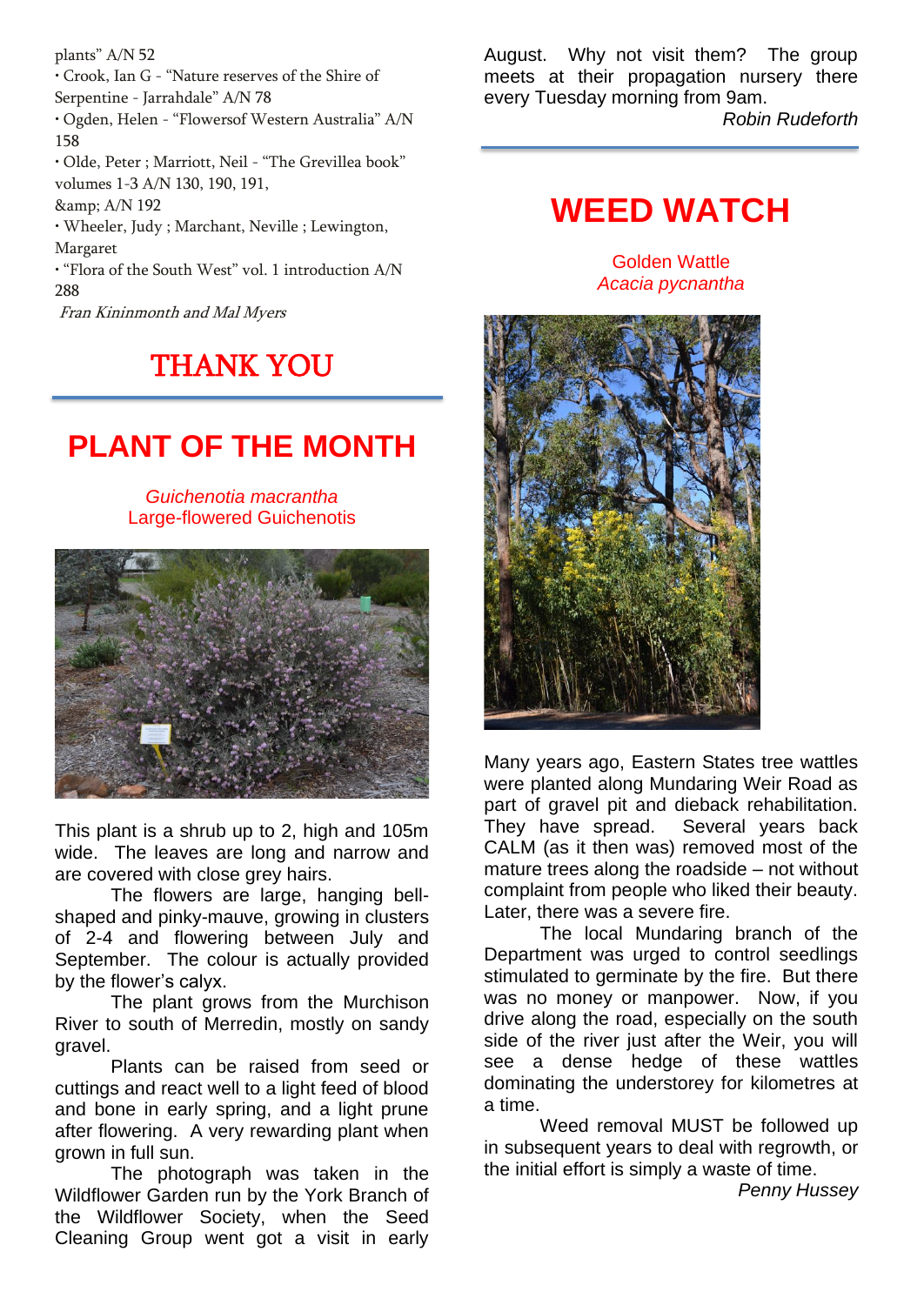plants" A/N 52

- Crook, Ian G - "Nature reserves of the Shire of Serpentine - Jarrahdale" A/N 78
- Ogden, Helen - "Flowersof Western Australia" A/N 158
- Olde, Peter ; Marriott, Neil - "The Grevillea book" volumes 1-3 A/N 130, 190, 191, &amp; A/N 192
- Wheeler, Judy ; Marchant, Neville ; Lewington, Margaret
- "Flora of the South West" vol. 1 introduction A/N 288

*Fran Kininmonth and Mal Myers*

## THANK YOU

# PLANT OF THE MONTH

*Guichenotia macrantha*
Large-flowered Guichenotis

This plant is a shrub up to 2, high and 105m wide. The leaves are long and narrow and are covered with close grey hairs.

The flowers are large, hanging bell-shaped and pinky-mauve, growing in clusters of 2-4 and flowering between July and September. The colour is actually provided by the flower's calyx.

The plant grows from the Murchison River to south of Merredin, mostly on sandy gravel.

Plants can be raised from seed or cuttings and react well to a light feed of blood and bone in early spring, and a light prune after flowering. A very rewarding plant when grown in full sun.

The photograph was taken in the Wildflower Garden run by the York Branch of the Wildflower Society, when the Seed Cleaning Group went got a visit in early August. Why not visit them? The group meets at their propagation nursery there every Tuesday morning from 9am.

*Robin Rudeforth*

# WEED WATCH

Golden Wattle
*Acacia pycnantha*

Many years ago, Eastern States tree wattles were planted along Mundaring Weir Road as part of gravel pit and dieback rehabilitation. They have spread. Several years back CALM (as it then was) removed most of the mature trees along the roadside – not without complaint from people who liked their beauty. Later, there was a severe fire.

The local Mundaring branch of the Department was urged to control seedlings stimulated to germinate by the fire. But there was no money or manpower. Now, if you drive along the road, especially on the south side of the river just after the Weir, you will see a dense hedge of these wattles dominating the understorey for kilometres at a time.

Weed removal MUST be followed up in subsequent years to deal with regrowth, or the initial effort is simply a waste of time.

*Penny Hussey*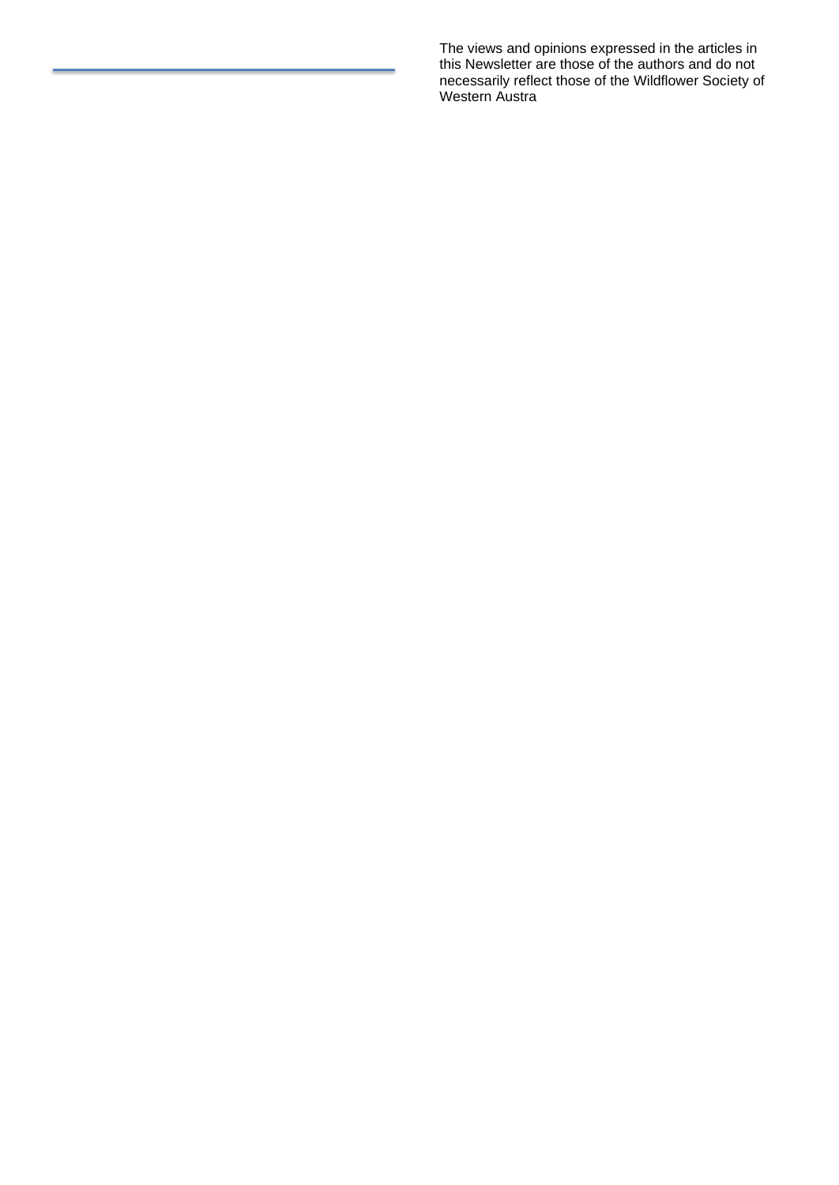The views and opinions expressed in the articles in this Newsletter are those of the authors and do not necessarily reflect those of the Wildflower Society of Western Austra